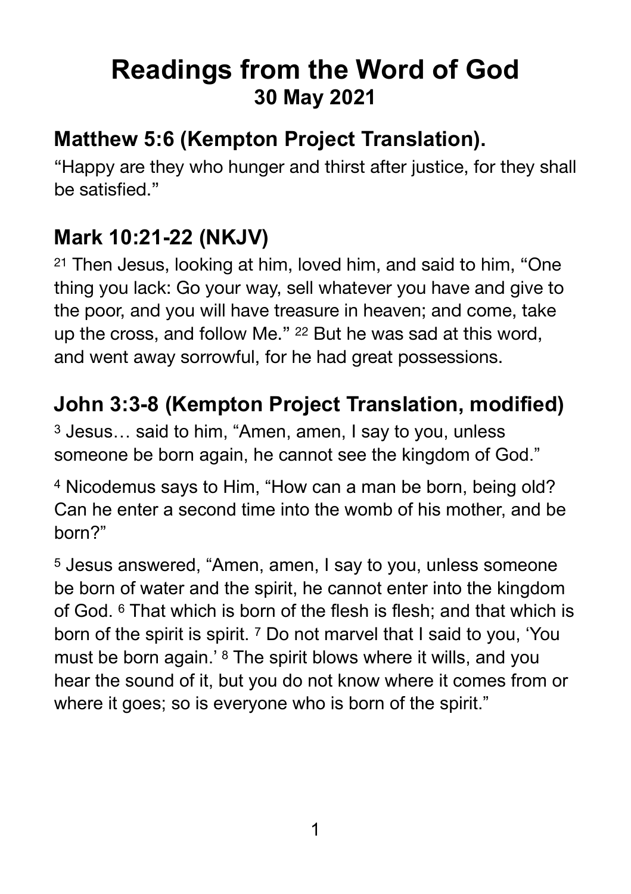# Readings from the Word of God
## 30 May 2021

## Matthew 5:6 (Kempton Project Translation).

"Happy are they who hunger and thirst after justice, for they shall be satisfied."

## Mark 10:21-22 (NKJV)

[21] Then Jesus, looking at him, loved him, and said to him, "One thing you lack: Go your way, sell whatever you have and give to the poor, and you will have treasure in heaven; and come, take up the cross, and follow Me." [22] But he was sad at this word, and went away sorrowful, for he had great possessions.

## John 3:3-8 (Kempton Project Translation, modified)

[3] Jesus… said to him, "Amen, amen, I say to you, unless someone be born again, he cannot see the kingdom of God."

[4] Nicodemus says to Him, "How can a man be born, being old? Can he enter a second time into the womb of his mother, and be born?"

[5] Jesus answered, "Amen, amen, I say to you, unless someone be born of water and the spirit, he cannot enter into the kingdom of God. [6] That which is born of the flesh is flesh; and that which is born of the spirit is spirit. [7] Do not marvel that I said to you, 'You must be born again.' [8] The spirit blows where it wills, and you hear the sound of it, but you do not know where it comes from or where it goes; so is everyone who is born of the spirit."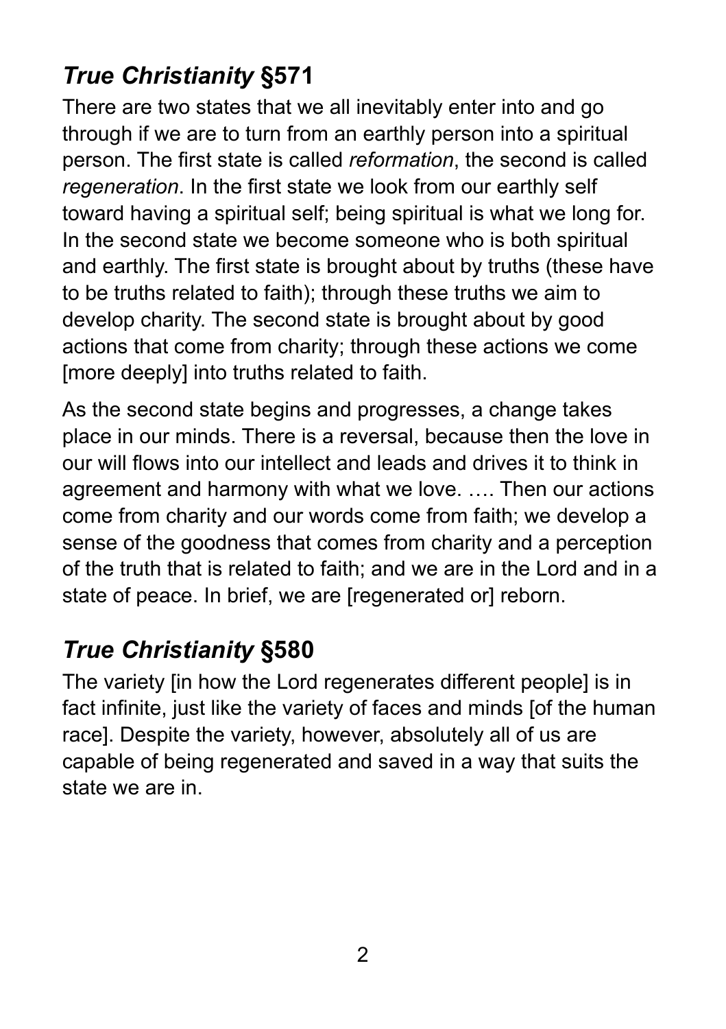## *True Christianity* §571

There are two states that we all inevitably enter into and go through if we are to turn from an earthly person into a spiritual person. The first state is called *reformation*, the second is called *regeneration*. In the first state we look from our earthly self toward having a spiritual self; being spiritual is what we long for. In the second state we become someone who is both spiritual and earthly. The first state is brought about by truths (these have to be truths related to faith); through these truths we aim to develop charity. The second state is brought about by good actions that come from charity; through these actions we come [more deeply] into truths related to faith.

As the second state begins and progresses, a change takes place in our minds. There is a reversal, because then the love in our will flows into our intellect and leads and drives it to think in agreement and harmony with what we love. …. Then our actions come from charity and our words come from faith; we develop a sense of the goodness that comes from charity and a perception of the truth that is related to faith; and we are in the Lord and in a state of peace. In brief, we are [regenerated or] reborn.

## *True Christianity* §580

The variety [in how the Lord regenerates different people] is in fact infinite, just like the variety of faces and minds [of the human race]. Despite the variety, however, absolutely all of us are capable of being regenerated and saved in a way that suits the state we are in.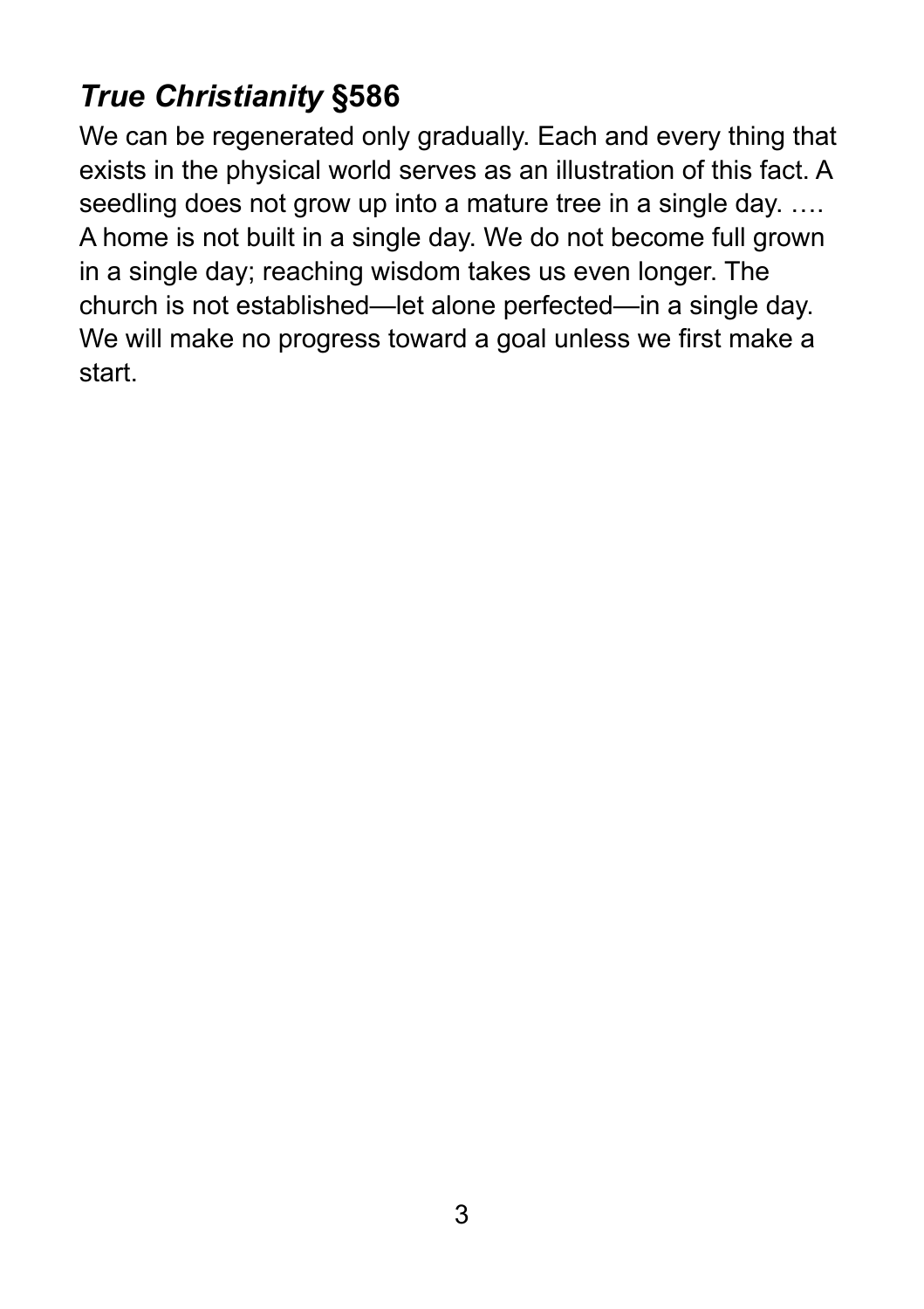## *True Christianity* §586

We can be regenerated only gradually. Each and every thing that exists in the physical world serves as an illustration of this fact. A seedling does not grow up into a mature tree in a single day. …. A home is not built in a single day. We do not become full grown in a single day; reaching wisdom takes us even longer. The church is not established—let alone perfected—in a single day. We will make no progress toward a goal unless we first make a start.